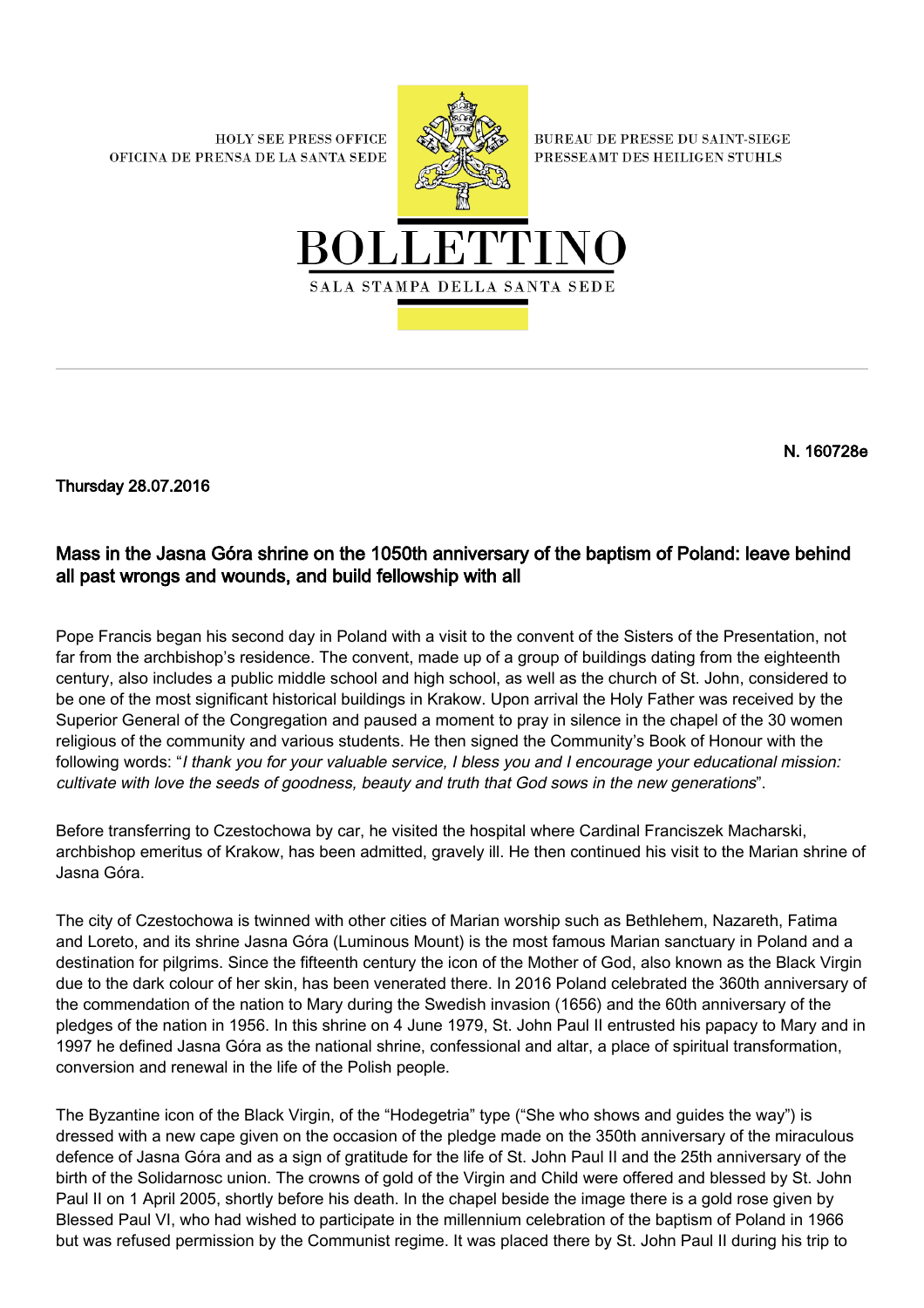HOLY SEE PRESS OFFICE
OFICINA DE PRENSA DE LA SANTA SEDE

BUREAU DE PRESSE DU SAINT-SIEGE
PRESSEAMT DES HEILIGEN STUHLS

BOLLETTINO
SALA STAMPA DELLA SANTA SEDE

**N. 160728e**

**Thursday 28.07.2016**

## Mass in the Jasna Góra shrine on the 1050th anniversary of the baptism of Poland: leave behind all past wrongs and wounds, and build fellowship with all

Pope Francis began his second day in Poland with a visit to the convent of the Sisters of the Presentation, not far from the archbishop's residence. The convent, made up of a group of buildings dating from the eighteenth century, also includes a public middle school and high school, as well as the church of St. John, considered to be one of the most significant historical buildings in Krakow. Upon arrival the Holy Father was received by the Superior General of the Congregation and paused a moment to pray in silence in the chapel of the 30 women religious of the community and various students. He then signed the Community's Book of Honour with the following words: "*I thank you for your valuable service, I bless you and I encourage your educational mission: cultivate with love the seeds of goodness, beauty and truth that God sows in the new generations*".

Before transferring to Czestochowa by car, he visited the hospital where Cardinal Franciszek Macharski, archbishop emeritus of Krakow, has been admitted, gravely ill. He then continued his visit to the Marian shrine of Jasna Góra.

The city of Czestochowa is twinned with other cities of Marian worship such as Bethlehem, Nazareth, Fatima and Loreto, and its shrine Jasna Góra (Luminous Mount) is the most famous Marian sanctuary in Poland and a destination for pilgrims. Since the fifteenth century the icon of the Mother of God, also known as the Black Virgin due to the dark colour of her skin, has been venerated there. In 2016 Poland celebrated the 360th anniversary of the commendation of the nation to Mary during the Swedish invasion (1656) and the 60th anniversary of the pledges of the nation in 1956. In this shrine on 4 June 1979, St. John Paul II entrusted his papacy to Mary and in 1997 he defined Jasna Góra as the national shrine, confessional and altar, a place of spiritual transformation, conversion and renewal in the life of the Polish people.

The Byzantine icon of the Black Virgin, of the "Hodegetria" type ("She who shows and guides the way") is dressed with a new cape given on the occasion of the pledge made on the 350th anniversary of the miraculous defence of Jasna Góra and as a sign of gratitude for the life of St. John Paul II and the 25th anniversary of the birth of the Solidarnosc union. The crowns of gold of the Virgin and Child were offered and blessed by St. John Paul II on 1 April 2005, shortly before his death. In the chapel beside the image there is a gold rose given by Blessed Paul VI, who had wished to participate in the millennium celebration of the baptism of Poland in 1966 but was refused permission by the Communist regime. It was placed there by St. John Paul II during his trip to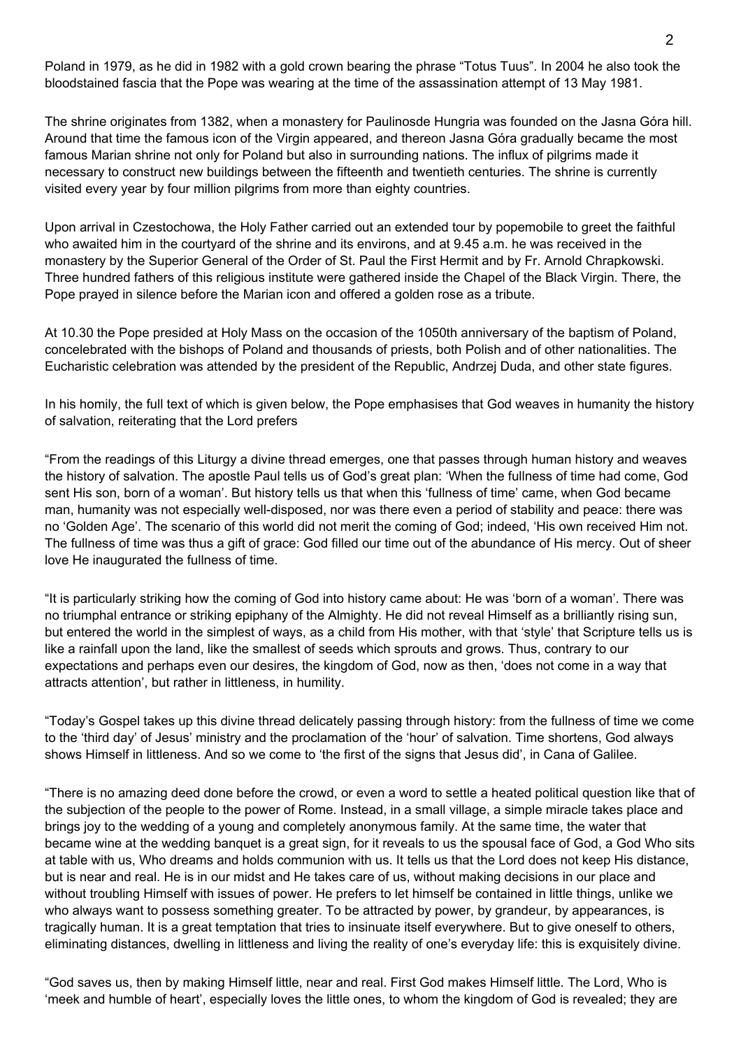Poland in 1979, as he did in 1982 with a gold crown bearing the phrase “Totus Tuus”. In 2004 he also took the bloodstained fascia that the Pope was wearing at the time of the assassination attempt of 13 May 1981.

The shrine originates from 1382, when a monastery for Paulinosde Hungria was founded on the Jasna Góra hill. Around that time the famous icon of the Virgin appeared, and thereon Jasna Góra gradually became the most famous Marian shrine not only for Poland but also in surrounding nations. The influx of pilgrims made it necessary to construct new buildings between the fifteenth and twentieth centuries. The shrine is currently visited every year by four million pilgrims from more than eighty countries.

Upon arrival in Czestochowa, the Holy Father carried out an extended tour by popemobile to greet the faithful who awaited him in the courtyard of the shrine and its environs, and at 9.45 a.m. he was received in the monastery by the Superior General of the Order of St. Paul the First Hermit and by Fr. Arnold Chrapkowski. Three hundred fathers of this religious institute were gathered inside the Chapel of the Black Virgin. There, the Pope prayed in silence before the Marian icon and offered a golden rose as a tribute.

At 10.30 the Pope presided at Holy Mass on the occasion of the 1050th anniversary of the baptism of Poland, concelebrated with the bishops of Poland and thousands of priests, both Polish and of other nationalities. The Eucharistic celebration was attended by the president of the Republic, Andrzej Duda, and other state figures.

In his homily, the full text of which is given below, the Pope emphasises that God weaves in humanity the history of salvation, reiterating that the Lord prefers

“From the readings of this Liturgy a divine thread emerges, one that passes through human history and weaves the history of salvation. The apostle Paul tells us of God’s great plan: ‘When the fullness of time had come, God sent His son, born of a woman’. But history tells us that when this ‘fullness of time’ came, when God became man, humanity was not especially well-disposed, nor was there even a period of stability and peace: there was no ‘Golden Age’. The scenario of this world did not merit the coming of God; indeed, ‘His own received Him not. The fullness of time was thus a gift of grace: God filled our time out of the abundance of His mercy. Out of sheer love He inaugurated the fullness of time.

“It is particularly striking how the coming of God into history came about: He was ‘born of a woman’. There was no triumphal entrance or striking epiphany of the Almighty. He did not reveal Himself as a brilliantly rising sun, but entered the world in the simplest of ways, as a child from His mother, with that ‘style’ that Scripture tells us is like a rainfall upon the land, like the smallest of seeds which sprouts and grows. Thus, contrary to our expectations and perhaps even our desires, the kingdom of God, now as then, ‘does not come in a way that attracts attention’, but rather in littleness, in humility.

“Today’s Gospel takes up this divine thread delicately passing through history: from the fullness of time we come to the ‘third day’ of Jesus’ ministry and the proclamation of the ‘hour’ of salvation. Time shortens, God always shows Himself in littleness. And so we come to ‘the first of the signs that Jesus did’, in Cana of Galilee.

“There is no amazing deed done before the crowd, or even a word to settle a heated political question like that of the subjection of the people to the power of Rome. Instead, in a small village, a simple miracle takes place and brings joy to the wedding of a young and completely anonymous family. At the same time, the water that became wine at the wedding banquet is a great sign, for it reveals to us the spousal face of God, a God Who sits at table with us, Who dreams and holds communion with us. It tells us that the Lord does not keep His distance, but is near and real. He is in our midst and He takes care of us, without making decisions in our place and without troubling Himself with issues of power. He prefers to let himself be contained in little things, unlike we who always want to possess something greater. To be attracted by power, by grandeur, by appearances, is tragically human. It is a great temptation that tries to insinuate itself everywhere. But to give oneself to others, eliminating distances, dwelling in littleness and living the reality of one’s everyday life: this is exquisitely divine.

“God saves us, then by making Himself little, near and real. First God makes Himself little. The Lord, Who is ‘meek and humble of heart’, especially loves the little ones, to whom the kingdom of God is revealed; they are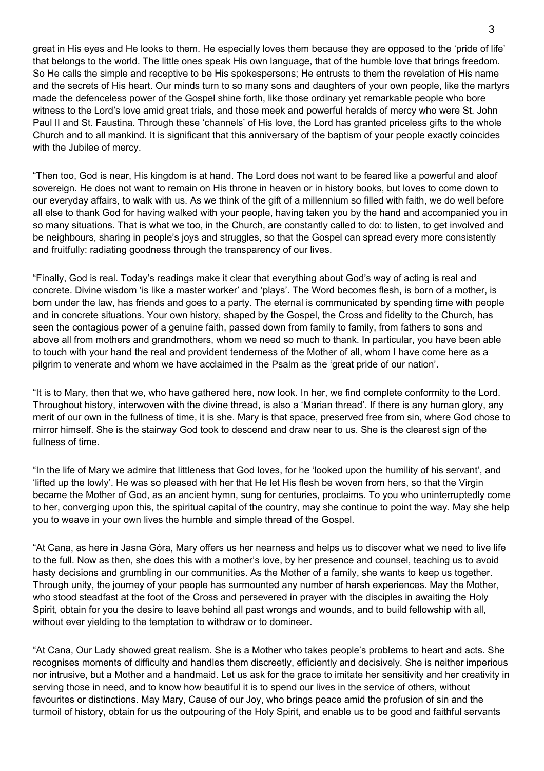great in His eyes and He looks to them. He especially loves them because they are opposed to the 'pride of life' that belongs to the world. The little ones speak His own language, that of the humble love that brings freedom. So He calls the simple and receptive to be His spokespersons; He entrusts to them the revelation of His name and the secrets of His heart. Our minds turn to so many sons and daughters of your own people, like the martyrs made the defenceless power of the Gospel shine forth, like those ordinary yet remarkable people who bore witness to the Lord's love amid great trials, and those meek and powerful heralds of mercy who were St. John Paul II and St. Faustina. Through these 'channels' of His love, the Lord has granted priceless gifts to the whole Church and to all mankind. It is significant that this anniversary of the baptism of your people exactly coincides with the Jubilee of mercy.

"Then too, God is near, His kingdom is at hand. The Lord does not want to be feared like a powerful and aloof sovereign. He does not want to remain on His throne in heaven or in history books, but loves to come down to our everyday affairs, to walk with us. As we think of the gift of a millennium so filled with faith, we do well before all else to thank God for having walked with your people, having taken you by the hand and accompanied you in so many situations. That is what we too, in the Church, are constantly called to do: to listen, to get involved and be neighbours, sharing in people's joys and struggles, so that the Gospel can spread every more consistently and fruitfully: radiating goodness through the transparency of our lives.

"Finally, God is real. Today's readings make it clear that everything about God's way of acting is real and concrete. Divine wisdom 'is like a master worker' and 'plays'. The Word becomes flesh, is born of a mother, is born under the law, has friends and goes to a party. The eternal is communicated by spending time with people and in concrete situations. Your own history, shaped by the Gospel, the Cross and fidelity to the Church, has seen the contagious power of a genuine faith, passed down from family to family, from fathers to sons and above all from mothers and grandmothers, whom we need so much to thank. In particular, you have been able to touch with your hand the real and provident tenderness of the Mother of all, whom I have come here as a pilgrim to venerate and whom we have acclaimed in the Psalm as the 'great pride of our nation'.

"It is to Mary, then that we, who have gathered here, now look. In her, we find complete conformity to the Lord. Throughout history, interwoven with the divine thread, is also a 'Marian thread'. If there is any human glory, any merit of our own in the fullness of time, it is she. Mary is that space, preserved free from sin, where God chose to mirror himself. She is the stairway God took to descend and draw near to us. She is the clearest sign of the fullness of time.

"In the life of Mary we admire that littleness that God loves, for he 'looked upon the humility of his servant', and 'lifted up the lowly'. He was so pleased with her that He let His flesh be woven from hers, so that the Virgin became the Mother of God, as an ancient hymn, sung for centuries, proclaims. To you who uninterruptedly come to her, converging upon this, the spiritual capital of the country, may she continue to point the way. May she help you to weave in your own lives the humble and simple thread of the Gospel.

"At Cana, as here in Jasna Góra, Mary offers us her nearness and helps us to discover what we need to live life to the full. Now as then, she does this with a mother's love, by her presence and counsel, teaching us to avoid hasty decisions and grumbling in our communities. As the Mother of a family, she wants to keep us together. Through unity, the journey of your people has surmounted any number of harsh experiences. May the Mother, who stood steadfast at the foot of the Cross and persevered in prayer with the disciples in awaiting the Holy Spirit, obtain for you the desire to leave behind all past wrongs and wounds, and to build fellowship with all, without ever yielding to the temptation to withdraw or to domineer.

"At Cana, Our Lady showed great realism. She is a Mother who takes people's problems to heart and acts. She recognises moments of difficulty and handles them discreetly, efficiently and decisively. She is neither imperious nor intrusive, but a Mother and a handmaid. Let us ask for the grace to imitate her sensitivity and her creativity in serving those in need, and to know how beautiful it is to spend our lives in the service of others, without favourites or distinctions. May Mary, Cause of our Joy, who brings peace amid the profusion of sin and the turmoil of history, obtain for us the outpouring of the Holy Spirit, and enable us to be good and faithful servants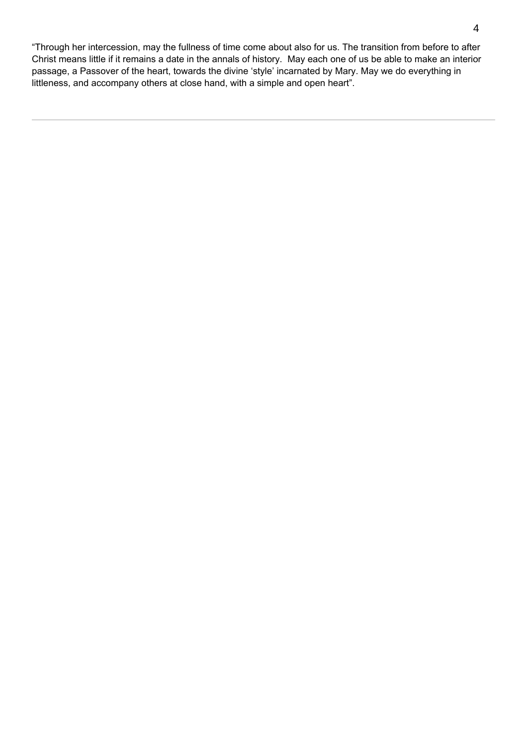"Through her intercession, may the fullness of time come about also for us. The transition from before to after Christ means little if it remains a date in the annals of history. May each one of us be able to make an interior passage, a Passover of the heart, towards the divine 'style' incarnated by Mary. May we do everything in littleness, and accompany others at close hand, with a simple and open heart".

---